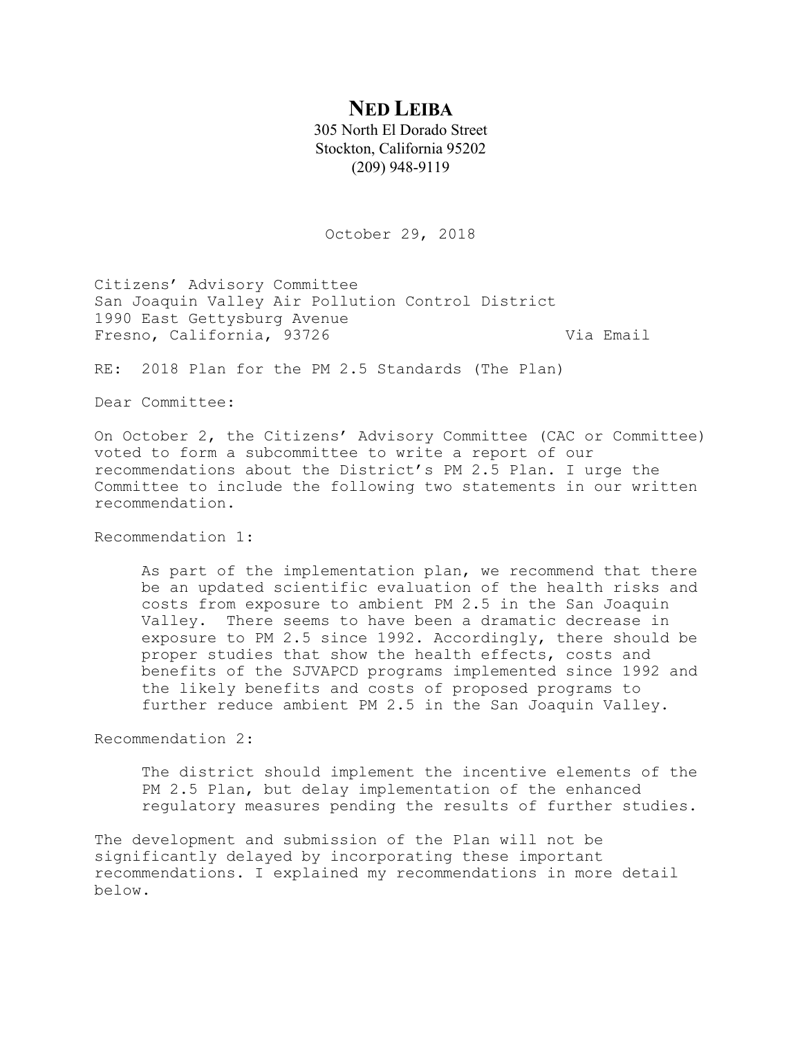# NED LEIBA

305 North El Dorado Street
Stockton, California 95202
(209) 948-9119

October 29, 2018

Citizens' Advisory Committee
San Joaquin Valley Air Pollution Control District
1990 East Gettysburg Avenue
Fresno, California, 93726

Via Email

RE: 2018 Plan for the PM 2.5 Standards (The Plan)

Dear Committee:

On October 2, the Citizens' Advisory Committee (CAC or Committee) voted to form a subcommittee to write a report of our recommendations about the District's PM 2.5 Plan. I urge the Committee to include the following two statements in our written recommendation.

Recommendation 1:

> As part of the implementation plan, we recommend that there be an updated scientific evaluation of the health risks and costs from exposure to ambient PM 2.5 in the San Joaquin Valley. There seems to have been a dramatic decrease in exposure to PM 2.5 since 1992. Accordingly, there should be proper studies that show the health effects, costs and benefits of the SJVAPCD programs implemented since 1992 and the likely benefits and costs of proposed programs to further reduce ambient PM 2.5 in the San Joaquin Valley.

Recommendation 2:

> The district should implement the incentive elements of the PM 2.5 Plan, but delay implementation of the enhanced regulatory measures pending the results of further studies.

The development and submission of the Plan will not be significantly delayed by incorporating these important recommendations. I explained my recommendations in more detail below.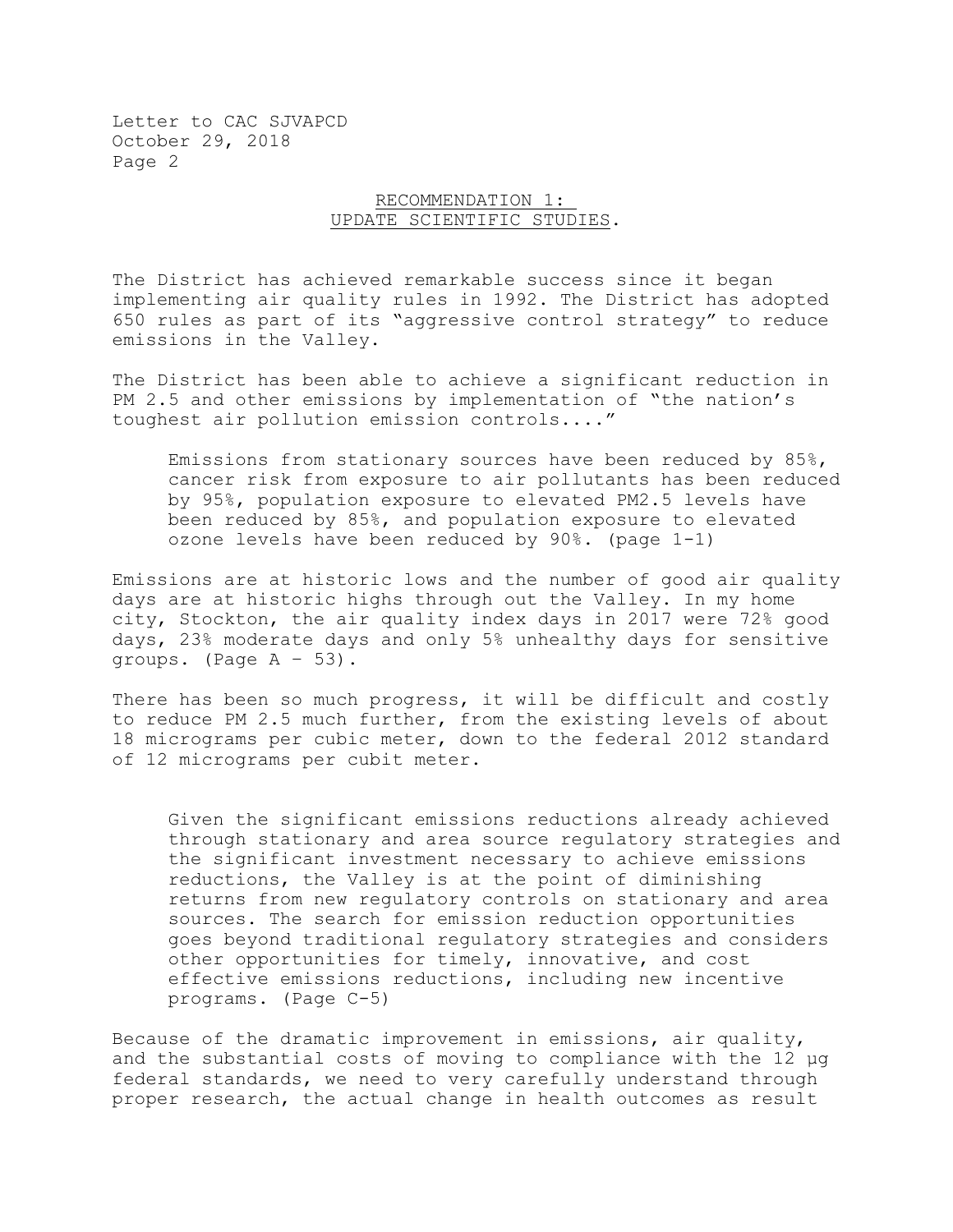## RECOMMENDATION 1: UPDATE SCIENTIFIC STUDIES.

The District has achieved remarkable success since it began implementing air quality rules in 1992. The District has adopted 650 rules as part of its "aggressive control strategy" to reduce emissions in the Valley.

The District has been able to achieve a significant reduction in PM 2.5 and other emissions by implementation of "the nation's toughest air pollution emission controls...."

> Emissions from stationary sources have been reduced by 85%, cancer risk from exposure to air pollutants has been reduced by 95%, population exposure to elevated PM2.5 levels have been reduced by 85%, and population exposure to elevated ozone levels have been reduced by 90%. (page 1-1)

Emissions are at historic lows and the number of good air quality days are at historic highs through out the Valley. In my home city, Stockton, the air quality index days in 2017 were 72% good days, 23% moderate days and only 5% unhealthy days for sensitive groups. (Page A – 53).

There has been so much progress, it will be difficult and costly to reduce PM 2.5 much further, from the existing levels of about 18 micrograms per cubic meter, down to the federal 2012 standard of 12 micrograms per cubit meter.

> Given the significant emissions reductions already achieved through stationary and area source regulatory strategies and the significant investment necessary to achieve emissions reductions, the Valley is at the point of diminishing returns from new regulatory controls on stationary and area sources. The search for emission reduction opportunities goes beyond traditional regulatory strategies and considers other opportunities for timely, innovative, and cost effective emissions reductions, including new incentive programs. (Page C-5)

Because of the dramatic improvement in emissions, air quality, and the substantial costs of moving to compliance with the 12 µg federal standards, we need to very carefully understand through proper research, the actual change in health outcomes as result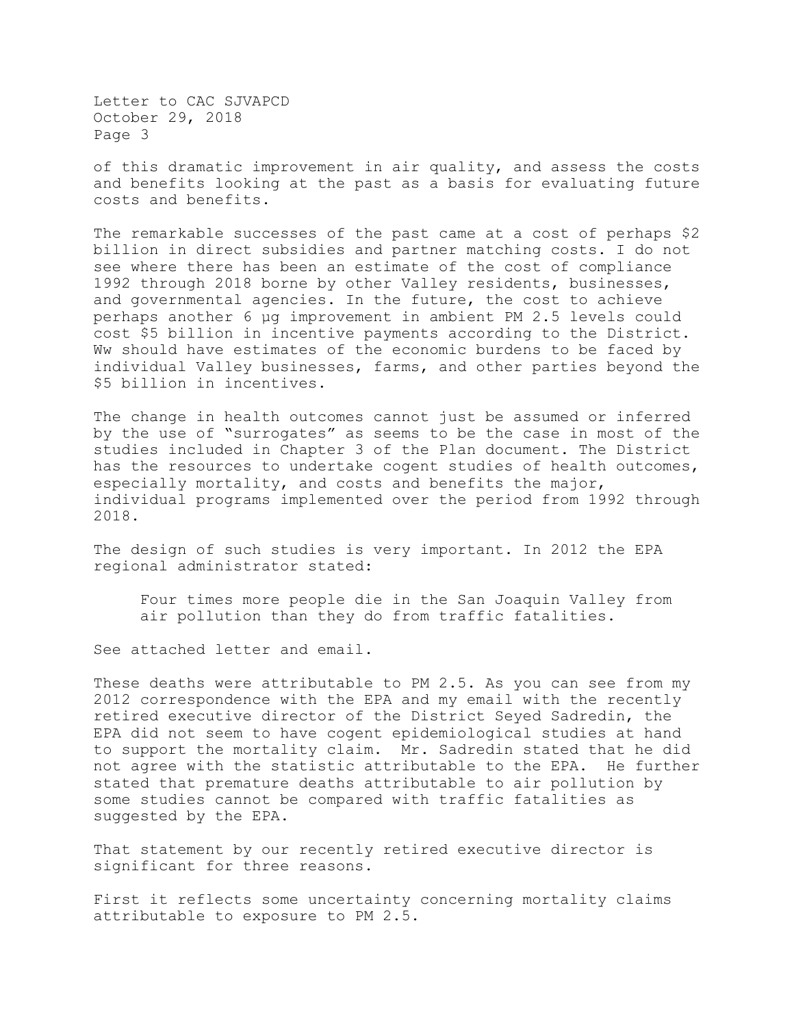of this dramatic improvement in air quality, and assess the costs and benefits looking at the past as a basis for evaluating future costs and benefits.

The remarkable successes of the past came at a cost of perhaps $2 billion in direct subsidies and partner matching costs. I do not see where there has been an estimate of the cost of compliance 1992 through 2018 borne by other Valley residents, businesses, and governmental agencies. In the future, the cost to achieve perhaps another 6 µg improvement in ambient PM 2.5 levels could cost $5 billion in incentive payments according to the District. Ww should have estimates of the economic burdens to be faced by individual Valley businesses, farms, and other parties beyond the $5 billion in incentives.

The change in health outcomes cannot just be assumed or inferred by the use of "surrogates" as seems to be the case in most of the studies included in Chapter 3 of the Plan document. The District has the resources to undertake cogent studies of health outcomes, especially mortality, and costs and benefits the major, individual programs implemented over the period from 1992 through 2018.

The design of such studies is very important. In 2012 the EPA regional administrator stated:

> Four times more people die in the San Joaquin Valley from air pollution than they do from traffic fatalities.

See attached letter and email.

These deaths were attributable to PM 2.5. As you can see from my 2012 correspondence with the EPA and my email with the recently retired executive director of the District Seyed Sadredin, the EPA did not seem to have cogent epidemiological studies at hand to support the mortality claim. Mr. Sadredin stated that he did not agree with the statistic attributable to the EPA. He further stated that premature deaths attributable to air pollution by some studies cannot be compared with traffic fatalities as suggested by the EPA.

That statement by our recently retired executive director is significant for three reasons.

First it reflects some uncertainty concerning mortality claims attributable to exposure to PM 2.5.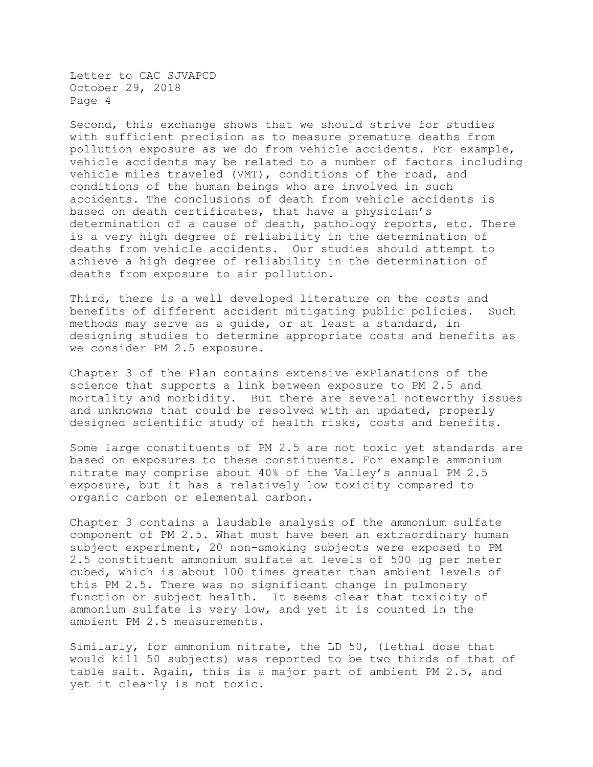Second, this exchange shows that we should strive for studies with sufficient precision as to measure premature deaths from pollution exposure as we do from vehicle accidents. For example, vehicle accidents may be related to a number of factors including vehicle miles traveled (VMT), conditions of the road, and conditions of the human beings who are involved in such accidents. The conclusions of death from vehicle accidents is based on death certificates, that have a physician's determination of a cause of death, pathology reports, etc. There is a very high degree of reliability in the determination of deaths from vehicle accidents. Our studies should attempt to achieve a high degree of reliability in the determination of deaths from exposure to air pollution.

Third, there is a well developed literature on the costs and benefits of different accident mitigating public policies. Such methods may serve as a guide, or at least a standard, in designing studies to determine appropriate costs and benefits as we consider PM 2.5 exposure.

Chapter 3 of the Plan contains extensive exPlanations of the science that supports a link between exposure to PM 2.5 and mortality and morbidity. But there are several noteworthy issues and unknowns that could be resolved with an updated, properly designed scientific study of health risks, costs and benefits.

Some large constituents of PM 2.5 are not toxic yet standards are based on exposures to these constituents. For example ammonium nitrate may comprise about 40% of the Valley's annual PM 2.5 exposure, but it has a relatively low toxicity compared to organic carbon or elemental carbon.

Chapter 3 contains a laudable analysis of the ammonium sulfate component of PM 2.5. What must have been an extraordinary human subject experiment, 20 non-smoking subjects were exposed to PM 2.5 constituent ammonium sulfate at levels of 500 µg per meter cubed, which is about 100 times greater than ambient levels of this PM 2.5. There was no significant change in pulmonary function or subject health. It seems clear that toxicity of ammonium sulfate is very low, and yet it is counted in the ambient PM 2.5 measurements.

Similarly, for ammonium nitrate, the LD 50, (lethal dose that would kill 50 subjects) was reported to be two thirds of that of table salt. Again, this is a major part of ambient PM 2.5, and yet it clearly is not toxic.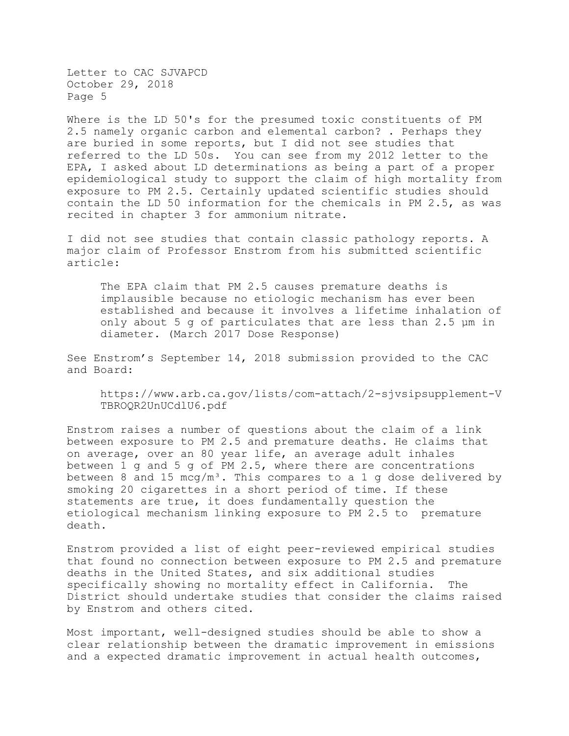Where is the LD 50's for the presumed toxic constituents of PM 2.5 namely organic carbon and elemental carbon? . Perhaps they are buried in some reports, but I did not see studies that referred to the LD 50s. You can see from my 2012 letter to the EPA, I asked about LD determinations as being a part of a proper epidemiological study to support the claim of high mortality from exposure to PM 2.5. Certainly updated scientific studies should contain the LD 50 information for the chemicals in PM 2.5, as was recited in chapter 3 for ammonium nitrate.

I did not see studies that contain classic pathology reports. A major claim of Professor Enstrom from his submitted scientific article:

> The EPA claim that PM 2.5 causes premature deaths is implausible because no etiologic mechanism has ever been established and because it involves a lifetime inhalation of only about 5 g of particulates that are less than 2.5 µm in diameter. (March 2017 Dose Response)

See Enstrom's September 14, 2018 submission provided to the CAC and Board:

> https://www.arb.ca.gov/lists/com-attach/2-sjvsipsupplement-VTBROQR2UnUCdlU6.pdf

Enstrom raises a number of questions about the claim of a link between exposure to PM 2.5 and premature deaths. He claims that on average, over an 80 year life, an average adult inhales between 1 g and 5 g of PM 2.5, where there are concentrations between 8 and 15 mcg/m³. This compares to a 1 g dose delivered by smoking 20 cigarettes in a short period of time. If these statements are true, it does fundamentally question the etiological mechanism linking exposure to PM 2.5 to premature death.

Enstrom provided a list of eight peer-reviewed empirical studies that found no connection between exposure to PM 2.5 and premature deaths in the United States, and six additional studies specifically showing no mortality effect in California. The District should undertake studies that consider the claims raised by Enstrom and others cited.

Most important, well-designed studies should be able to show a clear relationship between the dramatic improvement in emissions and a expected dramatic improvement in actual health outcomes,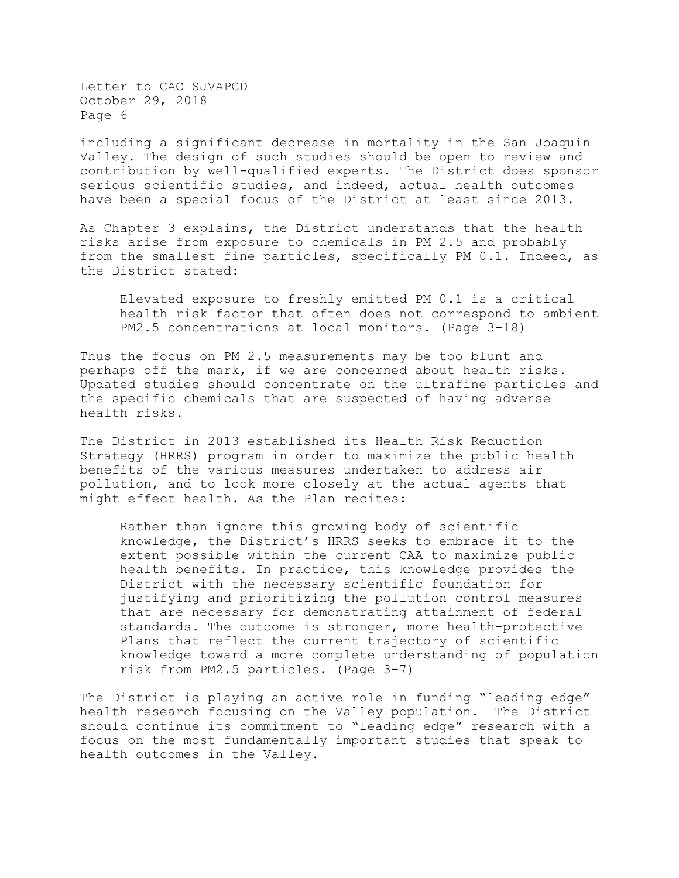including a significant decrease in mortality in the San Joaquin Valley. The design of such studies should be open to review and contribution by well-qualified experts. The District does sponsor serious scientific studies, and indeed, actual health outcomes have been a special focus of the District at least since 2013.

As Chapter 3 explains, the District understands that the health risks arise from exposure to chemicals in PM 2.5 and probably from the smallest fine particles, specifically PM 0.1. Indeed, as the District stated:

> Elevated exposure to freshly emitted PM 0.1 is a critical health risk factor that often does not correspond to ambient PM2.5 concentrations at local monitors. (Page 3-18)

Thus the focus on PM 2.5 measurements may be too blunt and perhaps off the mark, if we are concerned about health risks. Updated studies should concentrate on the ultrafine particles and the specific chemicals that are suspected of having adverse health risks.

The District in 2013 established its Health Risk Reduction Strategy (HRRS) program in order to maximize the public health benefits of the various measures undertaken to address air pollution, and to look more closely at the actual agents that might effect health. As the Plan recites:

> Rather than ignore this growing body of scientific knowledge, the District's HRRS seeks to embrace it to the extent possible within the current CAA to maximize public health benefits. In practice, this knowledge provides the District with the necessary scientific foundation for justifying and prioritizing the pollution control measures that are necessary for demonstrating attainment of federal standards. The outcome is stronger, more health-protective Plans that reflect the current trajectory of scientific knowledge toward a more complete understanding of population risk from PM2.5 particles. (Page 3-7)

The District is playing an active role in funding "leading edge" health research focusing on the Valley population. The District should continue its commitment to "leading edge" research with a focus on the most fundamentally important studies that speak to health outcomes in the Valley.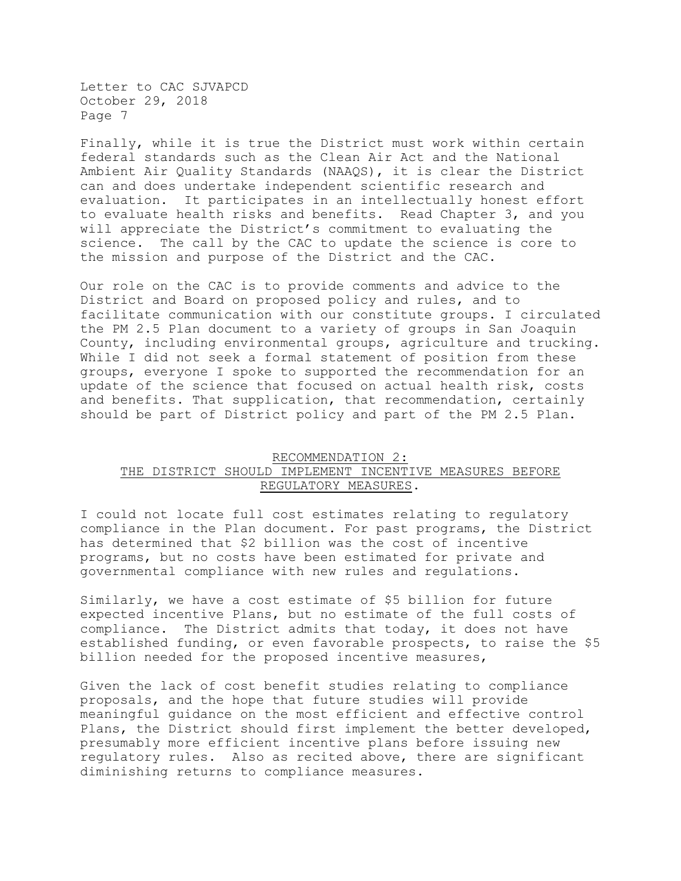Finally, while it is true the District must work within certain federal standards such as the Clean Air Act and the National Ambient Air Quality Standards (NAAQS), it is clear the District can and does undertake independent scientific research and evaluation. It participates in an intellectually honest effort to evaluate health risks and benefits. Read Chapter 3, and you will appreciate the District's commitment to evaluating the science. The call by the CAC to update the science is core to the mission and purpose of the District and the CAC.

Our role on the CAC is to provide comments and advice to the District and Board on proposed policy and rules, and to facilitate communication with our constitute groups. I circulated the PM 2.5 Plan document to a variety of groups in San Joaquin County, including environmental groups, agriculture and trucking. While I did not seek a formal statement of position from these groups, everyone I spoke to supported the recommendation for an update of the science that focused on actual health risk, costs and benefits. That supplication, that recommendation, certainly should be part of District policy and part of the PM 2.5 Plan.

## RECOMMENDATION 2: THE DISTRICT SHOULD IMPLEMENT INCENTIVE MEASURES BEFORE REGULATORY MEASURES.

I could not locate full cost estimates relating to regulatory compliance in the Plan document. For past programs, the District has determined that \$2 billion was the cost of incentive programs, but no costs have been estimated for private and governmental compliance with new rules and regulations.

Similarly, we have a cost estimate of \$5 billion for future expected incentive Plans, but no estimate of the full costs of compliance. The District admits that today, it does not have established funding, or even favorable prospects, to raise the \$5 billion needed for the proposed incentive measures,

Given the lack of cost benefit studies relating to compliance proposals, and the hope that future studies will provide meaningful guidance on the most efficient and effective control Plans, the District should first implement the better developed, presumably more efficient incentive plans before issuing new regulatory rules. Also as recited above, there are significant diminishing returns to compliance measures.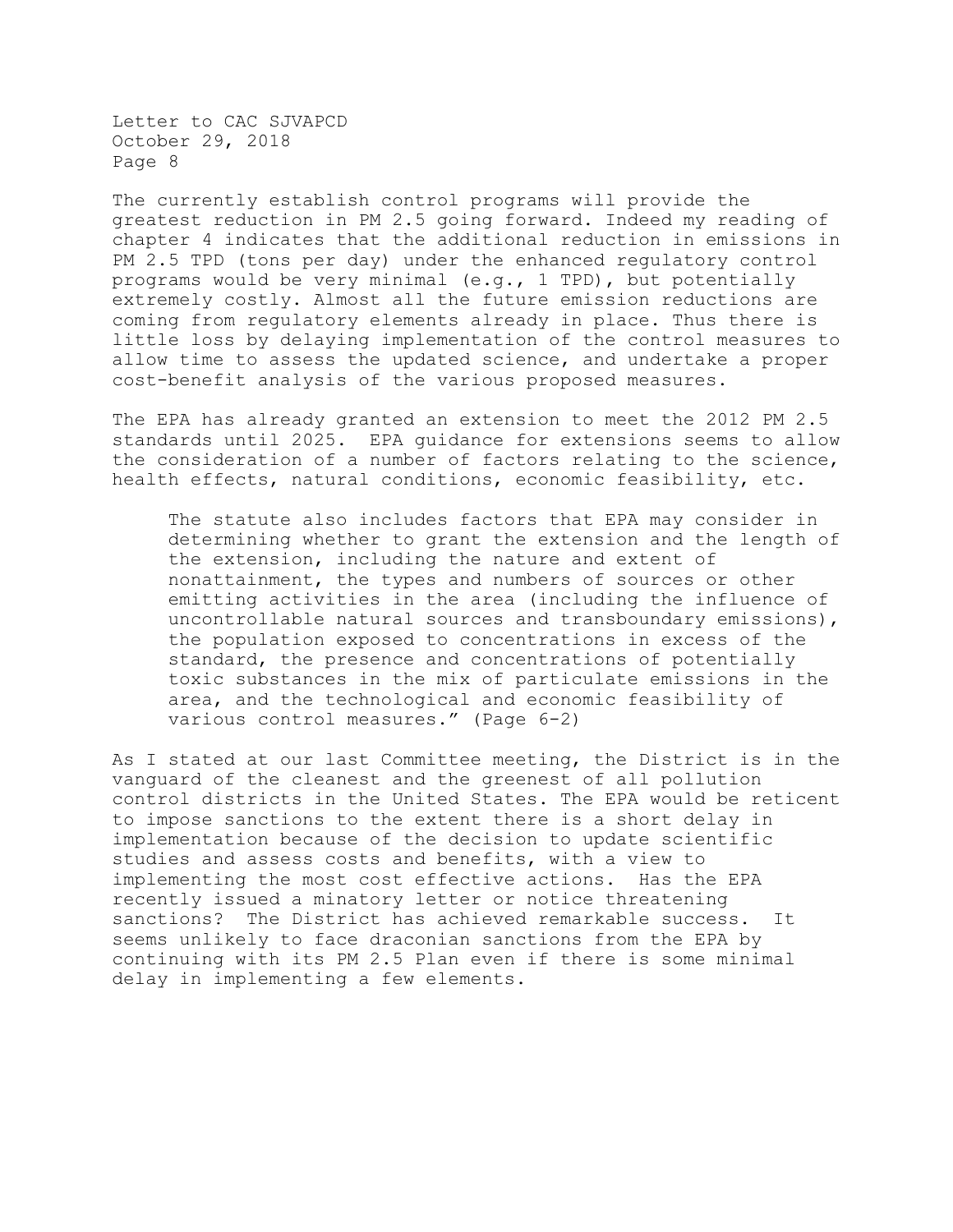The currently establish control programs will provide the greatest reduction in PM 2.5 going forward. Indeed my reading of chapter 4 indicates that the additional reduction in emissions in PM 2.5 TPD (tons per day) under the enhanced regulatory control programs would be very minimal (e.g., 1 TPD), but potentially extremely costly. Almost all the future emission reductions are coming from regulatory elements already in place. Thus there is little loss by delaying implementation of the control measures to allow time to assess the updated science, and undertake a proper cost-benefit analysis of the various proposed measures.

The EPA has already granted an extension to meet the 2012 PM 2.5 standards until 2025. EPA guidance for extensions seems to allow the consideration of a number of factors relating to the science, health effects, natural conditions, economic feasibility, etc.

> The statute also includes factors that EPA may consider in determining whether to grant the extension and the length of the extension, including the nature and extent of nonattainment, the types and numbers of sources or other emitting activities in the area (including the influence of uncontrollable natural sources and transboundary emissions), the population exposed to concentrations in excess of the standard, the presence and concentrations of potentially toxic substances in the mix of particulate emissions in the area, and the technological and economic feasibility of various control measures." (Page 6-2)

As I stated at our last Committee meeting, the District is in the vanguard of the cleanest and the greenest of all pollution control districts in the United States. The EPA would be reticent to impose sanctions to the extent there is a short delay in implementation because of the decision to update scientific studies and assess costs and benefits, with a view to implementing the most cost effective actions. Has the EPA recently issued a minatory letter or notice threatening sanctions? The District has achieved remarkable success. It seems unlikely to face draconian sanctions from the EPA by continuing with its PM 2.5 Plan even if there is some minimal delay in implementing a few elements.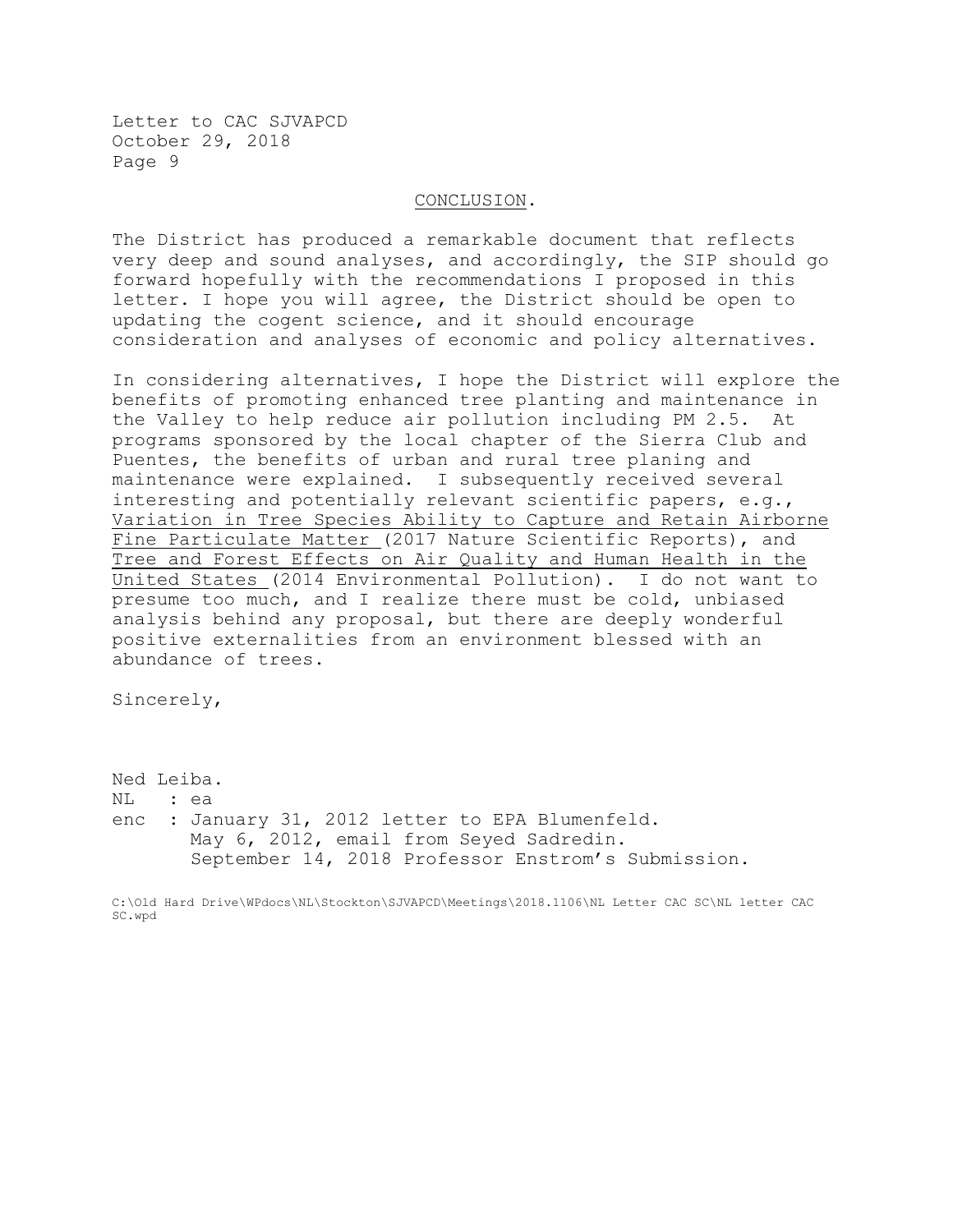CONCLUSION.

The District has produced a remarkable document that reflects very deep and sound analyses, and accordingly, the SIP should go forward hopefully with the recommendations I proposed in this letter. I hope you will agree, the District should be open to updating the cogent science, and it should encourage consideration and analyses of economic and policy alternatives.

In considering alternatives, I hope the District will explore the benefits of promoting enhanced tree planting and maintenance in the Valley to help reduce air pollution including PM 2.5. At programs sponsored by the local chapter of the Sierra Club and Puentes, the benefits of urban and rural tree planing and maintenance were explained. I subsequently received several interesting and potentially relevant scientific papers, e.g., Variation in Tree Species Ability to Capture and Retain Airborne Fine Particulate Matter (2017 Nature Scientific Reports), and Tree and Forest Effects on Air Quality and Human Health in the United States (2014 Environmental Pollution). I do not want to presume too much, and I realize there must be cold, unbiased analysis behind any proposal, but there are deeply wonderful positive externalities from an environment blessed with an abundance of trees.

Sincerely,

Ned Leiba.

NL : ea

enc : January 31, 2012 letter to EPA Blumenfeld.
May 6, 2012, email from Seyed Sadredin.
September 14, 2018 Professor Enstrom's Submission.

C:\Old Hard Drive\WPdocs\NL\Stockton\SJVAPCD\Meetings\2018.1106\NL Letter CAC SC\NL letter CAC SC.wpd